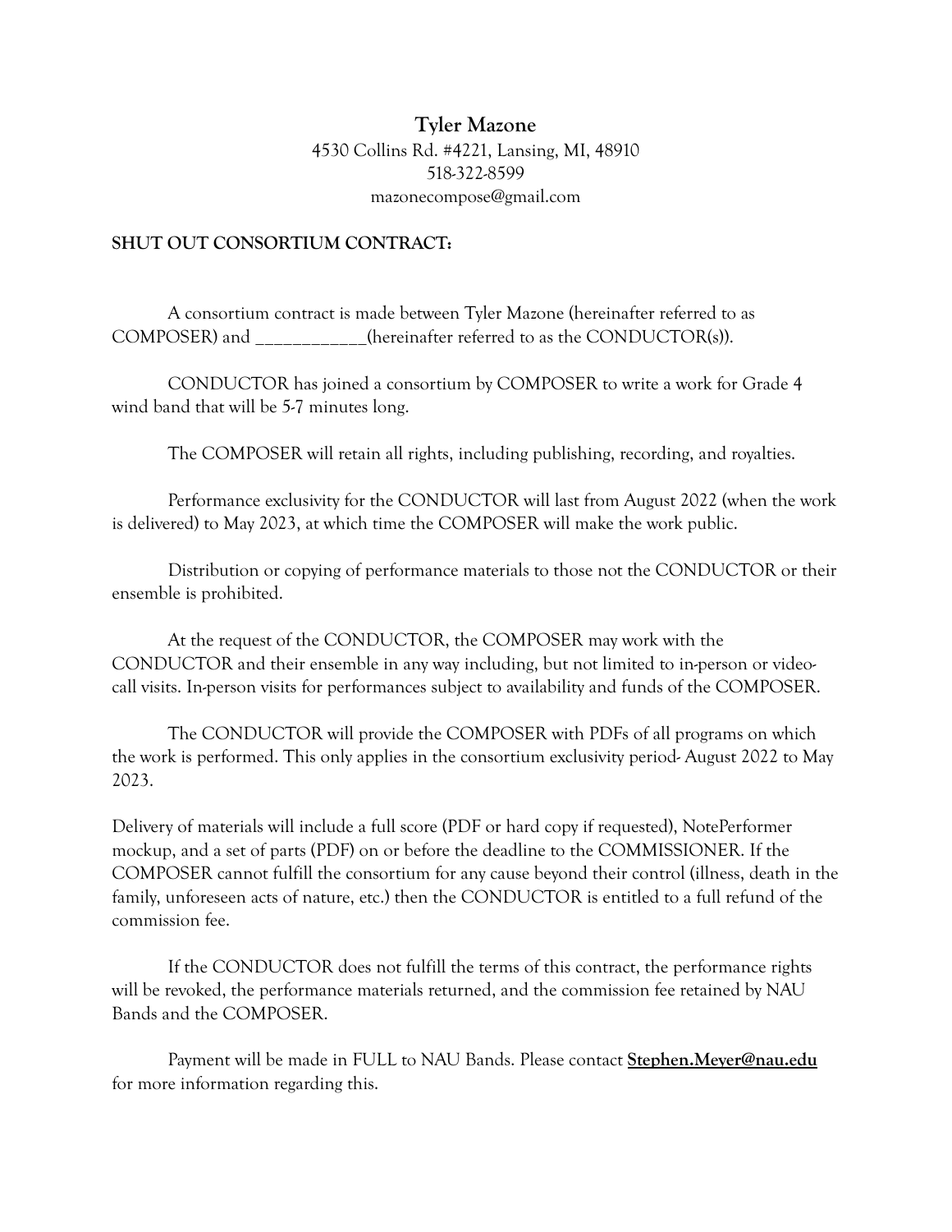**Tyler Mazone**
4530 Collins Rd. #4221, Lansing, MI, 48910
518-322-8599
mazonecompose@gmail.com

**SHUT OUT CONSORTIUM CONTRACT:**

A consortium contract is made between Tyler Mazone (hereinafter referred to as COMPOSER) and ____________(hereinafter referred to as the CONDUCTOR(s)).

CONDUCTOR has joined a consortium by COMPOSER to write a work for Grade 4 wind band that will be 5-7 minutes long.

The COMPOSER will retain all rights, including publishing, recording, and royalties.

Performance exclusivity for the CONDUCTOR will last from August 2022 (when the work is delivered) to May 2023, at which time the COMPOSER will make the work public.

Distribution or copying of performance materials to those not the CONDUCTOR or their ensemble is prohibited.

At the request of the CONDUCTOR, the COMPOSER may work with the CONDUCTOR and their ensemble in any way including, but not limited to in-person or video-call visits. In-person visits for performances subject to availability and funds of the COMPOSER.

The CONDUCTOR will provide the COMPOSER with PDFs of all programs on which the work is performed. This only applies in the consortium exclusivity period- August 2022 to May 2023.

Delivery of materials will include a full score (PDF or hard copy if requested), NotePerformer mockup, and a set of parts (PDF) on or before the deadline to the COMMISSIONER. If the COMPOSER cannot fulfill the consortium for any cause beyond their control (illness, death in the family, unforeseen acts of nature, etc.) then the CONDUCTOR is entitled to a full refund of the commission fee.

If the CONDUCTOR does not fulfill the terms of this contract, the performance rights will be revoked, the performance materials returned, and the commission fee retained by NAU Bands and the COMPOSER.

Payment will be made in FULL to NAU Bands. Please contact **Stephen.Meyer@nau.edu** for more information regarding this.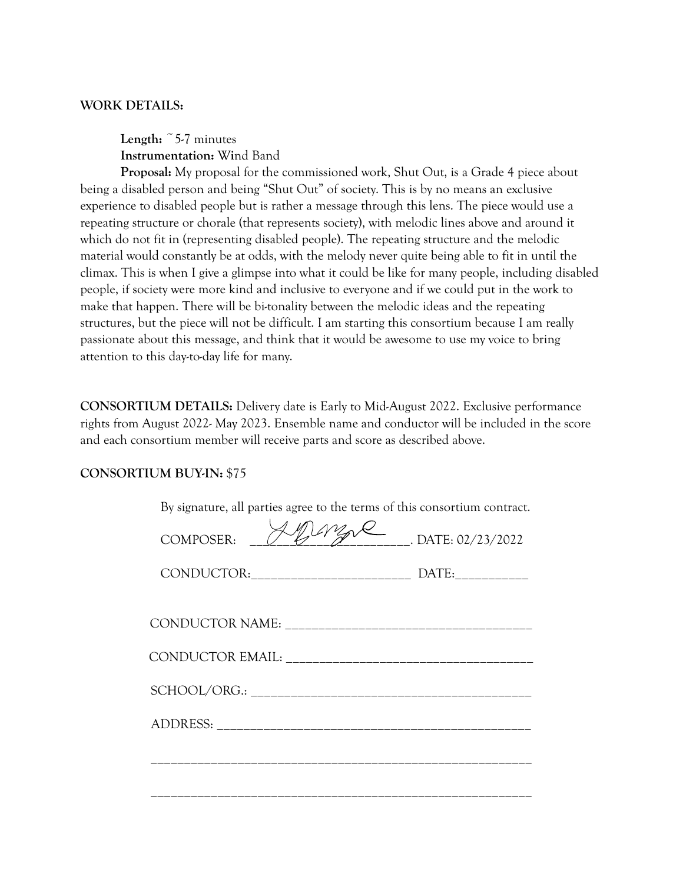**WORK DETAILS:**

**Length:** ~5-7 minutes
**Instrumentation:** Wind Band
**Proposal:** My proposal for the commissioned work, Shut Out, is a Grade 4 piece about being a disabled person and being "Shut Out" of society. This is by no means an exclusive experience to disabled people but is rather a message through this lens. The piece would use a repeating structure or chorale (that represents society), with melodic lines above and around it which do not fit in (representing disabled people). The repeating structure and the melodic material would constantly be at odds, with the melody never quite being able to fit in until the climax. This is when I give a glimpse into what it could be like for many people, including disabled people, if society were more kind and inclusive to everyone and if we could put in the work to make that happen. There will be bi-tonality between the melodic ideas and the repeating structures, but the piece will not be difficult. I am starting this consortium because I am really passionate about this message, and think that it would be awesome to use my voice to bring attention to this day-to-day life for many.

**CONSORTIUM DETAILS:** Delivery date is Early to Mid-August 2022. Exclusive performance rights from August 2022- May 2023. Ensemble name and conductor will be included in the score and each consortium member will receive parts and score as described above.

**CONSORTIUM BUY-IN:** $75

By signature, all parties agree to the terms of this consortium contract.

COMPOSER: ________________________. DATE: 02/23/2022

CONDUCTOR:________________________ DATE:___________

CONDUCTOR NAME: ____________________________________

CONDUCTOR EMAIL: ____________________________________

SCHOOL/ORG.: ________________________________________

ADDRESS: ____________________________________________

_____________________________________________________

_____________________________________________________